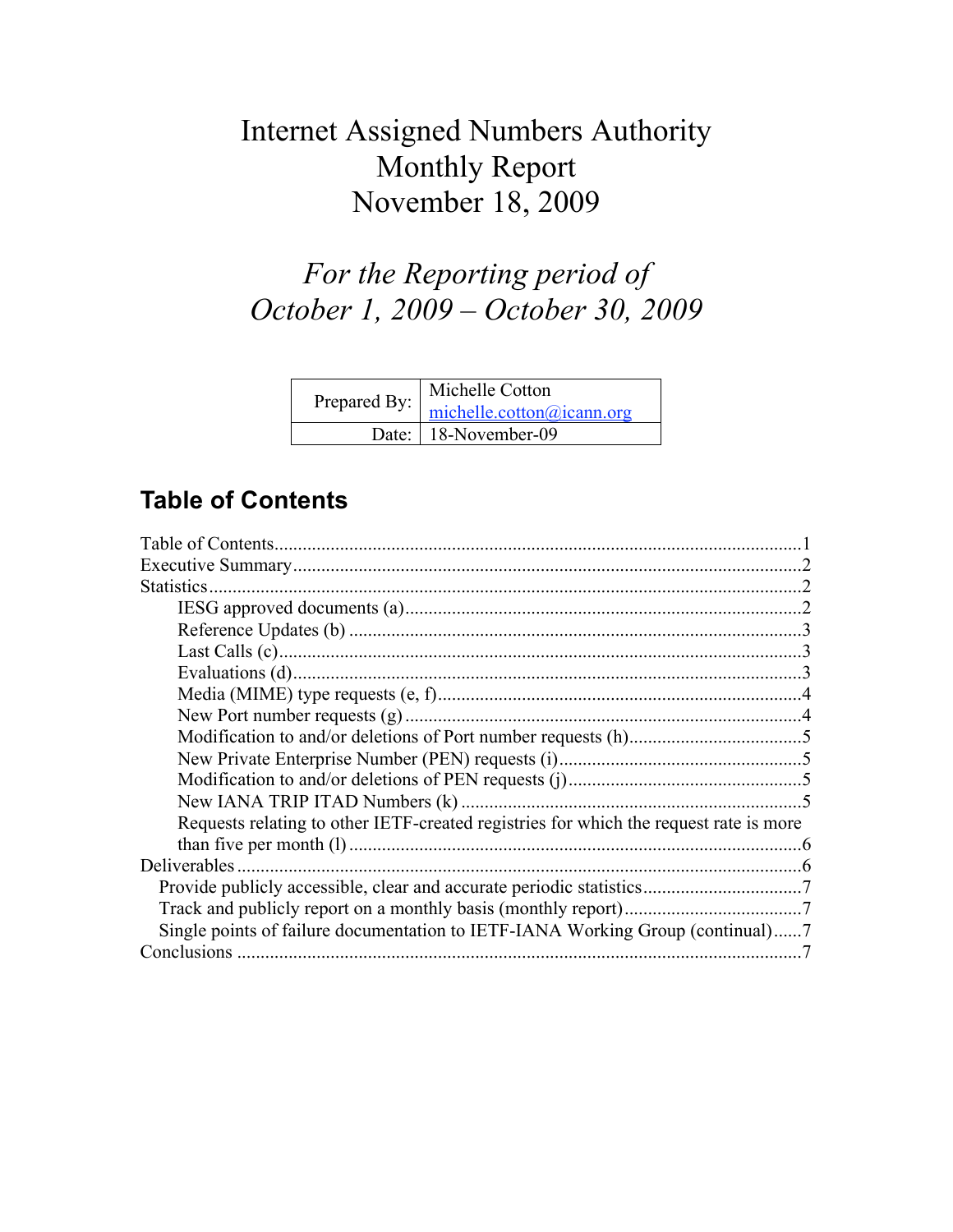# Internet Assigned Numbers Authority Monthly Report November 18, 2009

*For the Reporting period of October 1, 2009 – October 30, 2009*

| | |
|---|---|
| Prepared By: | Michelle Cotton<br>michelle.cotton@icann.org |
| Date: | 18-November-09 |

## Table of Contents

Table of Contents....................1
Executive Summary....................2
Statistics....................2
- IESG approved documents (a)....................2
- Reference Updates (b)....................3
- Last Calls (c)....................3
- Evaluations (d)....................3
- Media (MIME) type requests (e, f)....................4
- New Port number requests (g)....................4
- Modification to and/or deletions of Port number requests (h)....................5
- New Private Enterprise Number (PEN) requests (i)....................5
- Modification to and/or deletions of PEN requests (j)....................5
- New IANA TRIP ITAD Numbers (k)....................5
- Requests relating to other IETF-created registries for which the request rate is more than five per month (l)....................6

Deliverables....................6
- Provide publicly accessible, clear and accurate periodic statistics....................7
- Track and publicly report on a monthly basis (monthly report)....................7
- Single points of failure documentation to IETF-IANA Working Group (continual)......7

Conclusions....................7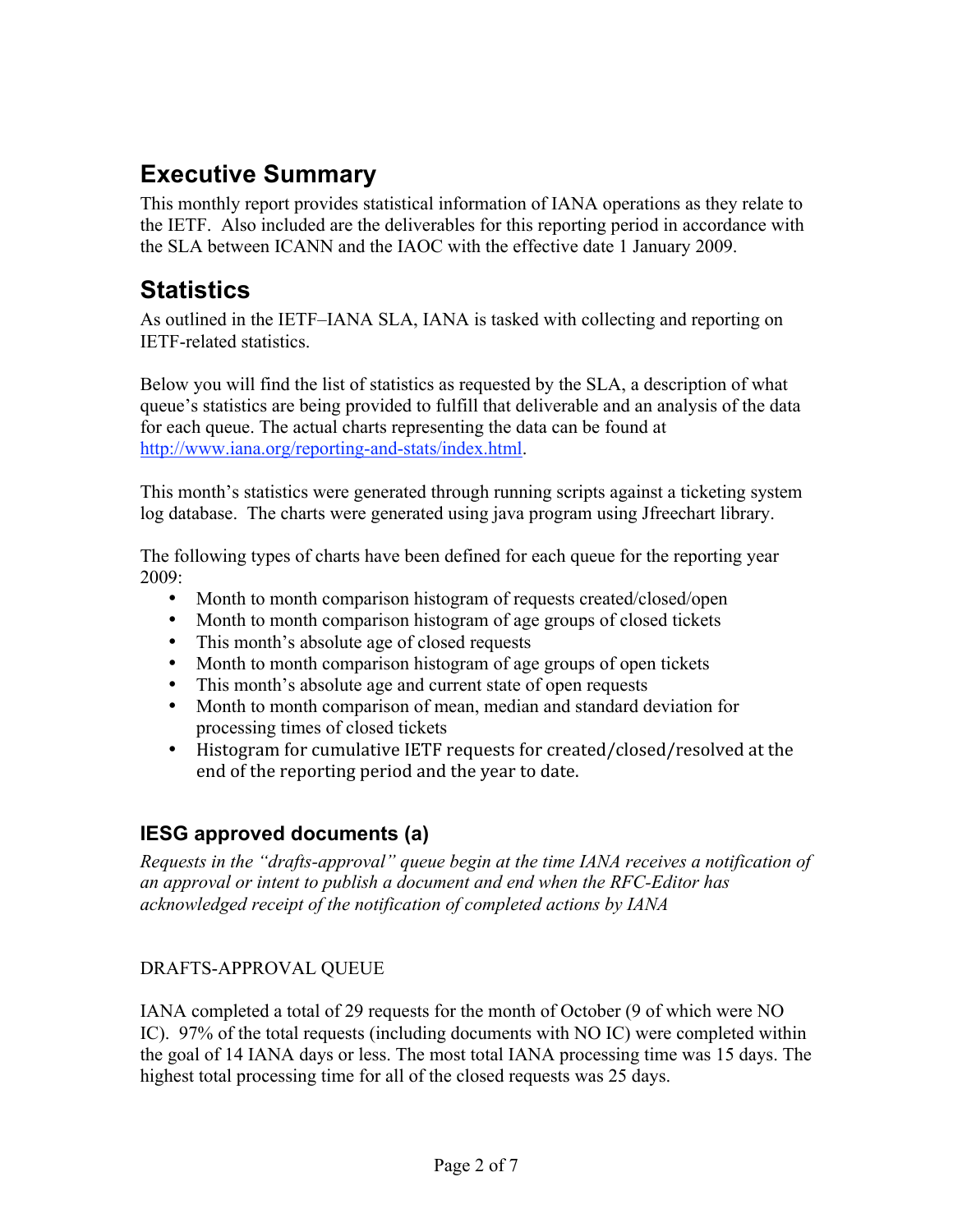# Executive Summary

This monthly report provides statistical information of IANA operations as they relate to the IETF. Also included are the deliverables for this reporting period in accordance with the SLA between ICANN and the IAOC with the effective date 1 January 2009.

# Statistics

As outlined in the IETF–IANA SLA, IANA is tasked with collecting and reporting on IETF-related statistics.

Below you will find the list of statistics as requested by the SLA, a description of what queue's statistics are being provided to fulfill that deliverable and an analysis of the data for each queue. The actual charts representing the data can be found at http://www.iana.org/reporting-and-stats/index.html.

This month's statistics were generated through running scripts against a ticketing system log database. The charts were generated using java program using Jfreechart library.

The following types of charts have been defined for each queue for the reporting year 2009:

- Month to month comparison histogram of requests created/closed/open
- Month to month comparison histogram of age groups of closed tickets
- This month's absolute age of closed requests
- Month to month comparison histogram of age groups of open tickets
- This month's absolute age and current state of open requests
- Month to month comparison of mean, median and standard deviation for processing times of closed tickets
- Histogram for cumulative IETF requests for created/closed/resolved at the end of the reporting period and the year to date.

## IESG approved documents (a)

*Requests in the "drafts-approval" queue begin at the time IANA receives a notification of an approval or intent to publish a document and end when the RFC-Editor has acknowledged receipt of the notification of completed actions by IANA*

DRAFTS-APPROVAL QUEUE

IANA completed a total of 29 requests for the month of October (9 of which were NO IC). 97% of the total requests (including documents with NO IC) were completed within the goal of 14 IANA days or less. The most total IANA processing time was 15 days. The highest total processing time for all of the closed requests was 25 days.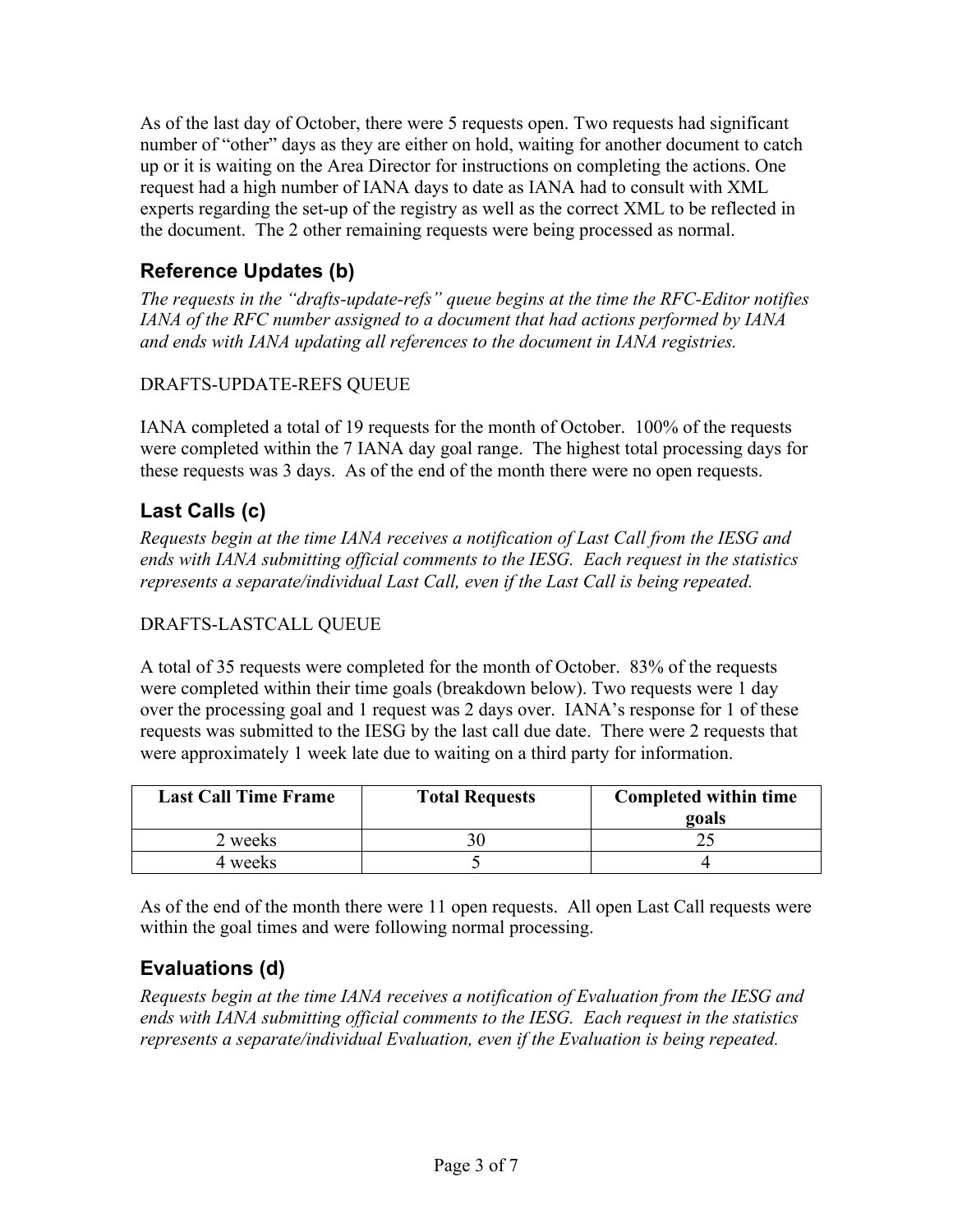As of the last day of October, there were 5 requests open. Two requests had significant number of "other" days as they are either on hold, waiting for another document to catch up or it is waiting on the Area Director for instructions on completing the actions. One request had a high number of IANA days to date as IANA had to consult with XML experts regarding the set-up of the registry as well as the correct XML to be reflected in the document. The 2 other remaining requests were being processed as normal.

## Reference Updates (b)

*The requests in the "drafts-update-refs" queue begins at the time the RFC-Editor notifies IANA of the RFC number assigned to a document that had actions performed by IANA and ends with IANA updating all references to the document in IANA registries.*

DRAFTS-UPDATE-REFS QUEUE

IANA completed a total of 19 requests for the month of October. 100% of the requests were completed within the 7 IANA day goal range. The highest total processing days for these requests was 3 days. As of the end of the month there were no open requests.

## Last Calls (c)

*Requests begin at the time IANA receives a notification of Last Call from the IESG and ends with IANA submitting official comments to the IESG. Each request in the statistics represents a separate/individual Last Call, even if the Last Call is being repeated.*

DRAFTS-LASTCALL QUEUE

A total of 35 requests were completed for the month of October. 83% of the requests were completed within their time goals (breakdown below). Two requests were 1 day over the processing goal and 1 request was 2 days over. IANA's response for 1 of these requests was submitted to the IESG by the last call due date. There were 2 requests that were approximately 1 week late due to waiting on a third party for information.

| Last Call Time Frame | Total Requests | Completed within time goals |
|---|---|---|
| 2 weeks | 30 | 25 |
| 4 weeks | 5 | 4 |

As of the end of the month there were 11 open requests. All open Last Call requests were within the goal times and were following normal processing.

## Evaluations (d)

*Requests begin at the time IANA receives a notification of Evaluation from the IESG and ends with IANA submitting official comments to the IESG. Each request in the statistics represents a separate/individual Evaluation, even if the Evaluation is being repeated.*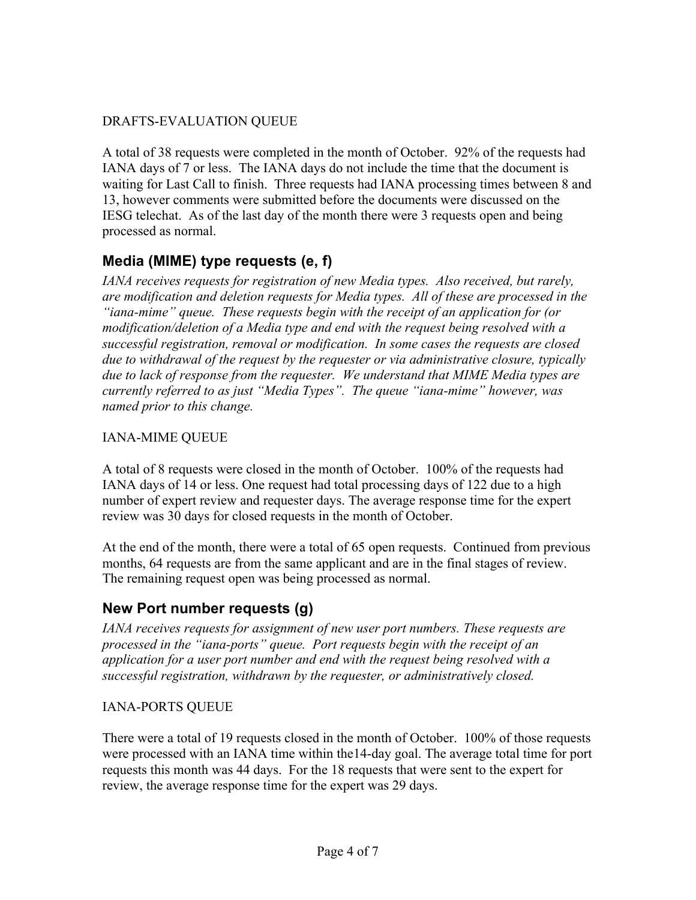DRAFTS-EVALUATION QUEUE

A total of 38 requests were completed in the month of October. 92% of the requests had IANA days of 7 or less. The IANA days do not include the time that the document is waiting for Last Call to finish. Three requests had IANA processing times between 8 and 13, however comments were submitted before the documents were discussed on the IESG telechat. As of the last day of the month there were 3 requests open and being processed as normal.

## Media (MIME) type requests (e, f)

*IANA receives requests for registration of new Media types. Also received, but rarely, are modification and deletion requests for Media types. All of these are processed in the "iana-mime" queue. These requests begin with the receipt of an application for (or modification/deletion of a Media type and end with the request being resolved with a successful registration, removal or modification. In some cases the requests are closed due to withdrawal of the request by the requester or via administrative closure, typically due to lack of response from the requester. We understand that MIME Media types are currently referred to as just "Media Types". The queue "iana-mime" however, was named prior to this change.*

IANA-MIME QUEUE

A total of 8 requests were closed in the month of October. 100% of the requests had IANA days of 14 or less. One request had total processing days of 122 due to a high number of expert review and requester days. The average response time for the expert review was 30 days for closed requests in the month of October.

At the end of the month, there were a total of 65 open requests. Continued from previous months, 64 requests are from the same applicant and are in the final stages of review. The remaining request open was being processed as normal.

## New Port number requests (g)

*IANA receives requests for assignment of new user port numbers. These requests are processed in the "iana-ports" queue. Port requests begin with the receipt of an application for a user port number and end with the request being resolved with a successful registration, withdrawn by the requester, or administratively closed.*

IANA-PORTS QUEUE

There were a total of 19 requests closed in the month of October. 100% of those requests were processed with an IANA time within the14-day goal. The average total time for port requests this month was 44 days. For the 18 requests that were sent to the expert for review, the average response time for the expert was 29 days.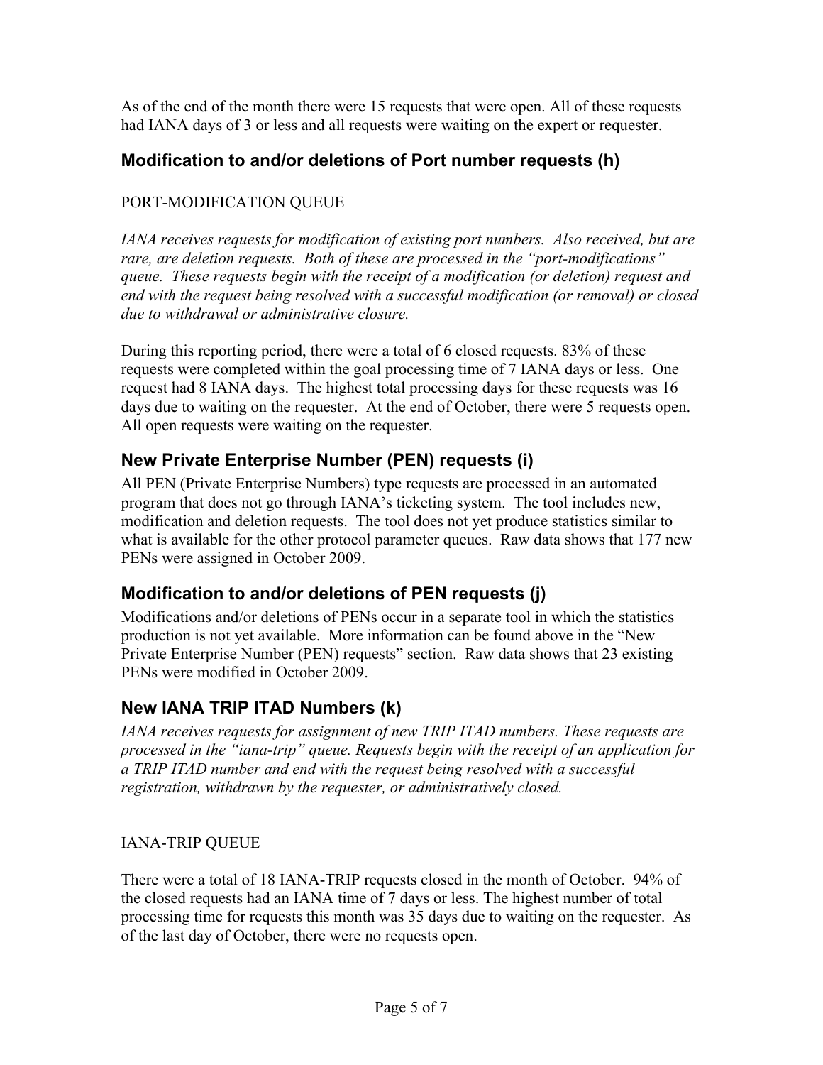As of the end of the month there were 15 requests that were open. All of these requests had IANA days of 3 or less and all requests were waiting on the expert or requester.

## Modification to and/or deletions of Port number requests (h)

PORT-MODIFICATION QUEUE

*IANA receives requests for modification of existing port numbers. Also received, but are rare, are deletion requests. Both of these are processed in the "port-modifications" queue. These requests begin with the receipt of a modification (or deletion) request and end with the request being resolved with a successful modification (or removal) or closed due to withdrawal or administrative closure.*

During this reporting period, there were a total of 6 closed requests. 83% of these requests were completed within the goal processing time of 7 IANA days or less. One request had 8 IANA days. The highest total processing days for these requests was 16 days due to waiting on the requester. At the end of October, there were 5 requests open. All open requests were waiting on the requester.

## New Private Enterprise Number (PEN) requests (i)

All PEN (Private Enterprise Numbers) type requests are processed in an automated program that does not go through IANA's ticketing system. The tool includes new, modification and deletion requests. The tool does not yet produce statistics similar to what is available for the other protocol parameter queues. Raw data shows that 177 new PENs were assigned in October 2009.

## Modification to and/or deletions of PEN requests (j)

Modifications and/or deletions of PENs occur in a separate tool in which the statistics production is not yet available. More information can be found above in the "New Private Enterprise Number (PEN) requests" section. Raw data shows that 23 existing PENs were modified in October 2009.

## New IANA TRIP ITAD Numbers (k)

*IANA receives requests for assignment of new TRIP ITAD numbers. These requests are processed in the "iana-trip" queue. Requests begin with the receipt of an application for a TRIP ITAD number and end with the request being resolved with a successful registration, withdrawn by the requester, or administratively closed.*

IANA-TRIP QUEUE

There were a total of 18 IANA-TRIP requests closed in the month of October. 94% of the closed requests had an IANA time of 7 days or less. The highest number of total processing time for requests this month was 35 days due to waiting on the requester. As of the last day of October, there were no requests open.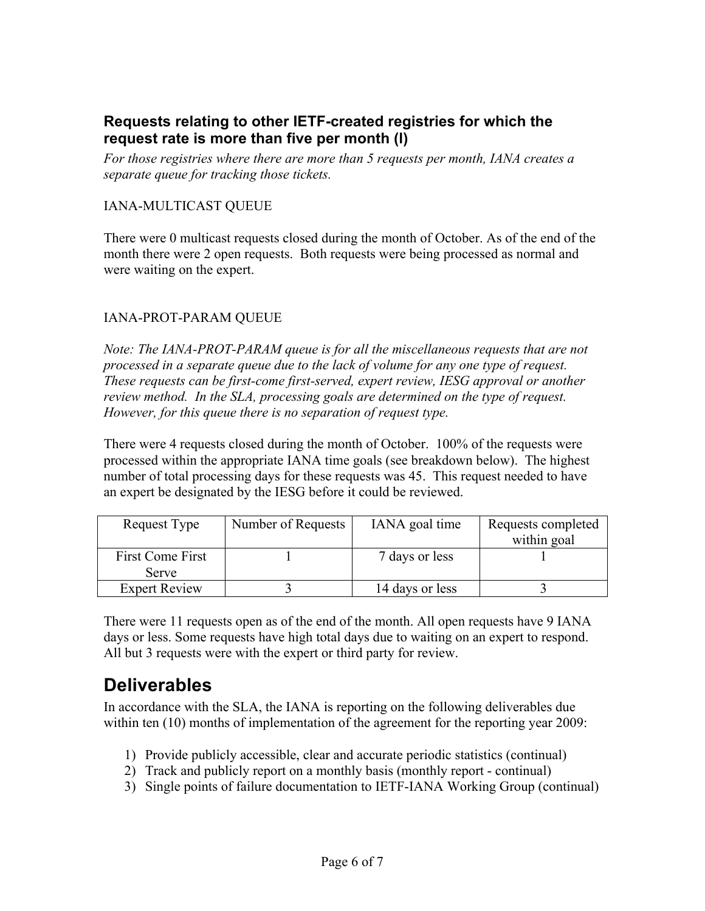### Requests relating to other IETF-created registries for which the request rate is more than five per month (I)

*For those registries where there are more than 5 requests per month, IANA creates a separate queue for tracking those tickets.*

IANA-MULTICAST QUEUE

There were 0 multicast requests closed during the month of October. As of the end of the month there were 2 open requests. Both requests were being processed as normal and were waiting on the expert.

IANA-PROT-PARAM QUEUE

*Note: The IANA-PROT-PARAM queue is for all the miscellaneous requests that are not processed in a separate queue due to the lack of volume for any one type of request. These requests can be first-come first-served, expert review, IESG approval or another review method. In the SLA, processing goals are determined on the type of request. However, for this queue there is no separation of request type.*

There were 4 requests closed during the month of October. 100% of the requests were processed within the appropriate IANA time goals (see breakdown below). The highest number of total processing days for these requests was 45. This request needed to have an expert be designated by the IESG before it could be reviewed.

| Request Type | Number of Requests | IANA goal time | Requests completed within goal |
|---|---|---|---|
| First Come First Serve | 1 | 7 days or less | 1 |
| Expert Review | 3 | 14 days or less | 3 |

There were 11 requests open as of the end of the month. All open requests have 9 IANA days or less. Some requests have high total days due to waiting on an expert to respond. All but 3 requests were with the expert or third party for review.

## Deliverables

In accordance with the SLA, the IANA is reporting on the following deliverables due within ten (10) months of implementation of the agreement for the reporting year 2009:

1) Provide publicly accessible, clear and accurate periodic statistics (continual)
2) Track and publicly report on a monthly basis (monthly report - continual)
3) Single points of failure documentation to IETF-IANA Working Group (continual)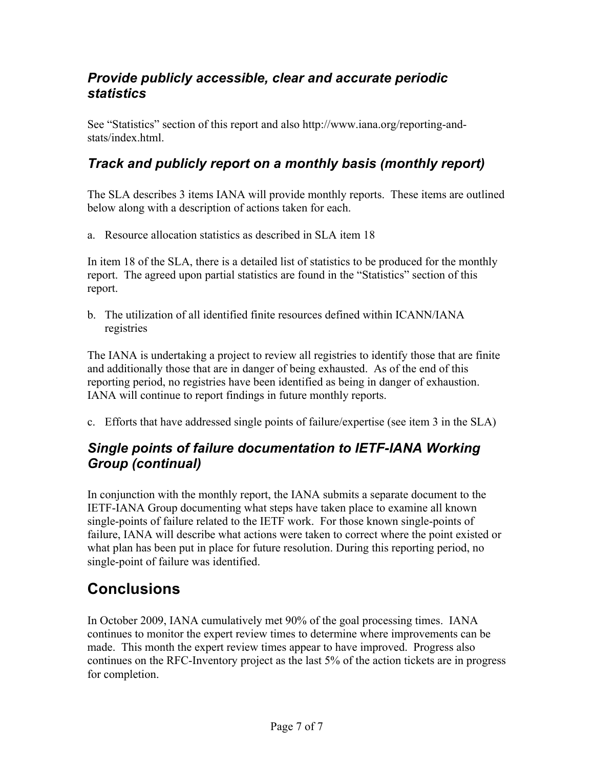### *Provide publicly accessible, clear and accurate periodic statistics*

See "Statistics" section of this report and also http://www.iana.org/reporting-and-stats/index.html.

### *Track and publicly report on a monthly basis (monthly report)*

The SLA describes 3 items IANA will provide monthly reports. These items are outlined below along with a description of actions taken for each.

a. Resource allocation statistics as described in SLA item 18

In item 18 of the SLA, there is a detailed list of statistics to be produced for the monthly report. The agreed upon partial statistics are found in the "Statistics" section of this report.

b. The utilization of all identified finite resources defined within ICANN/IANA registries

The IANA is undertaking a project to review all registries to identify those that are finite and additionally those that are in danger of being exhausted. As of the end of this reporting period, no registries have been identified as being in danger of exhaustion. IANA will continue to report findings in future monthly reports.

c. Efforts that have addressed single points of failure/expertise (see item 3 in the SLA)

### *Single points of failure documentation to IETF-IANA Working Group (continual)*

In conjunction with the monthly report, the IANA submits a separate document to the IETF-IANA Group documenting what steps have taken place to examine all known single-points of failure related to the IETF work. For those known single-points of failure, IANA will describe what actions were taken to correct where the point existed or what plan has been put in place for future resolution. During this reporting period, no single-point of failure was identified.

## Conclusions

In October 2009, IANA cumulatively met 90% of the goal processing times. IANA continues to monitor the expert review times to determine where improvements can be made. This month the expert review times appear to have improved. Progress also continues on the RFC-Inventory project as the last 5% of the action tickets are in progress for completion.